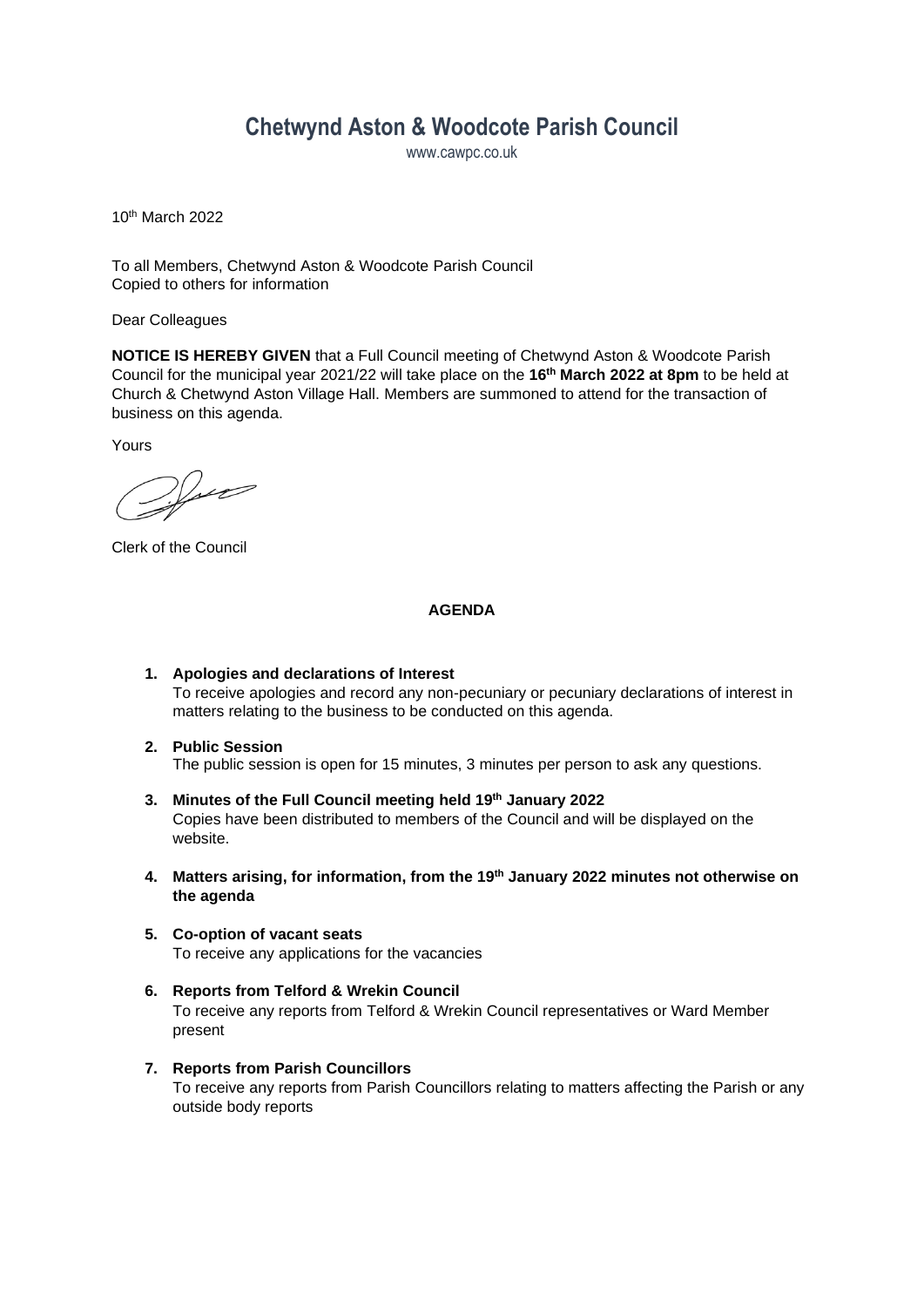# Chetwynd Aston & Woodcote Parish Council

www.cawpc.co.uk

10th March 2022

To all Members, Chetwynd Aston & Woodcote Parish Council
Copied to others for information

Dear Colleagues

**NOTICE IS HEREBY GIVEN** that a Full Council meeting of Chetwynd Aston & Woodcote Parish Council for the municipal year 2021/22 will take place on the **16th March 2022 at 8pm** to be held at Church & Chetwynd Aston Village Hall. Members are summoned to attend for the transaction of business on this agenda.

Yours

Clerk of the Council

## AGENDA

1. **Apologies and declarations of Interest**
   To receive apologies and record any non-pecuniary or pecuniary declarations of interest in matters relating to the business to be conducted on this agenda.

2. **Public Session**
   The public session is open for 15 minutes, 3 minutes per person to ask any questions.

3. **Minutes of the Full Council meeting held 19th January 2022**
   Copies have been distributed to members of the Council and will be displayed on the website.

4. **Matters arising, for information, from the 19th January 2022 minutes not otherwise on the agenda**

5. **Co-option of vacant seats**
   To receive any applications for the vacancies

6. **Reports from Telford & Wrekin Council**
   To receive any reports from Telford & Wrekin Council representatives or Ward Member present

7. **Reports from Parish Councillors**
   To receive any reports from Parish Councillors relating to matters affecting the Parish or any outside body reports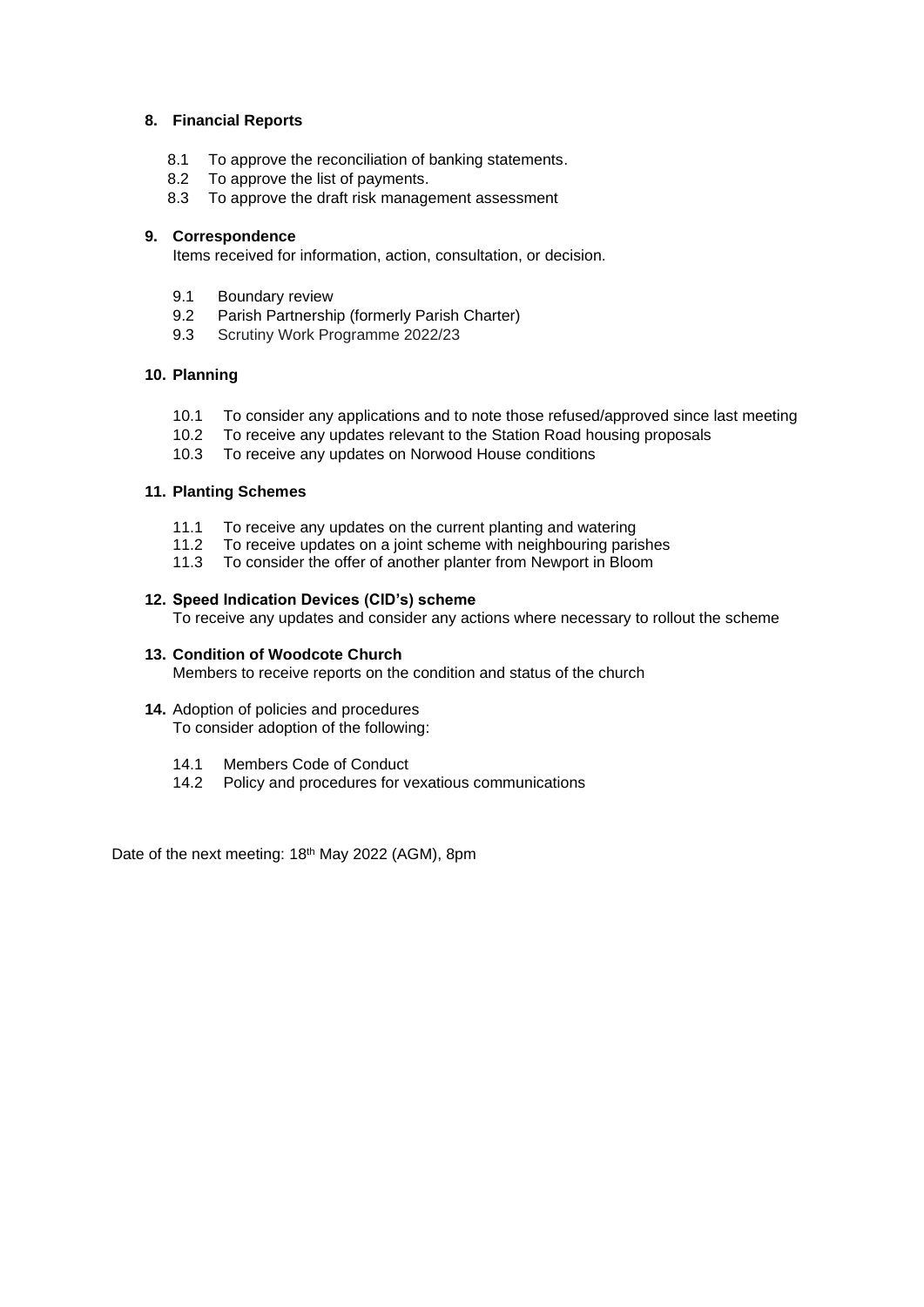**8. Financial Reports**

8.1 To approve the reconciliation of banking statements.
8.2 To approve the list of payments.
8.3 To approve the draft risk management assessment

**9. Correspondence**
Items received for information, action, consultation, or decision.

9.1 Boundary review
9.2 Parish Partnership (formerly Parish Charter)
9.3 Scrutiny Work Programme 2022/23

**10. Planning**

10.1 To consider any applications and to note those refused/approved since last meeting
10.2 To receive any updates relevant to the Station Road housing proposals
10.3 To receive any updates on Norwood House conditions

**11. Planting Schemes**

11.1 To receive any updates on the current planting and watering
11.2 To receive updates on a joint scheme with neighbouring parishes
11.3 To consider the offer of another planter from Newport in Bloom

**12. Speed Indication Devices (CID's) scheme**
To receive any updates and consider any actions where necessary to rollout the scheme

**13. Condition of Woodcote Church**
Members to receive reports on the condition and status of the church

**14.** Adoption of policies and procedures
To consider adoption of the following:

14.1 Members Code of Conduct
14.2 Policy and procedures for vexatious communications

Date of the next meeting: 18th May 2022 (AGM), 8pm